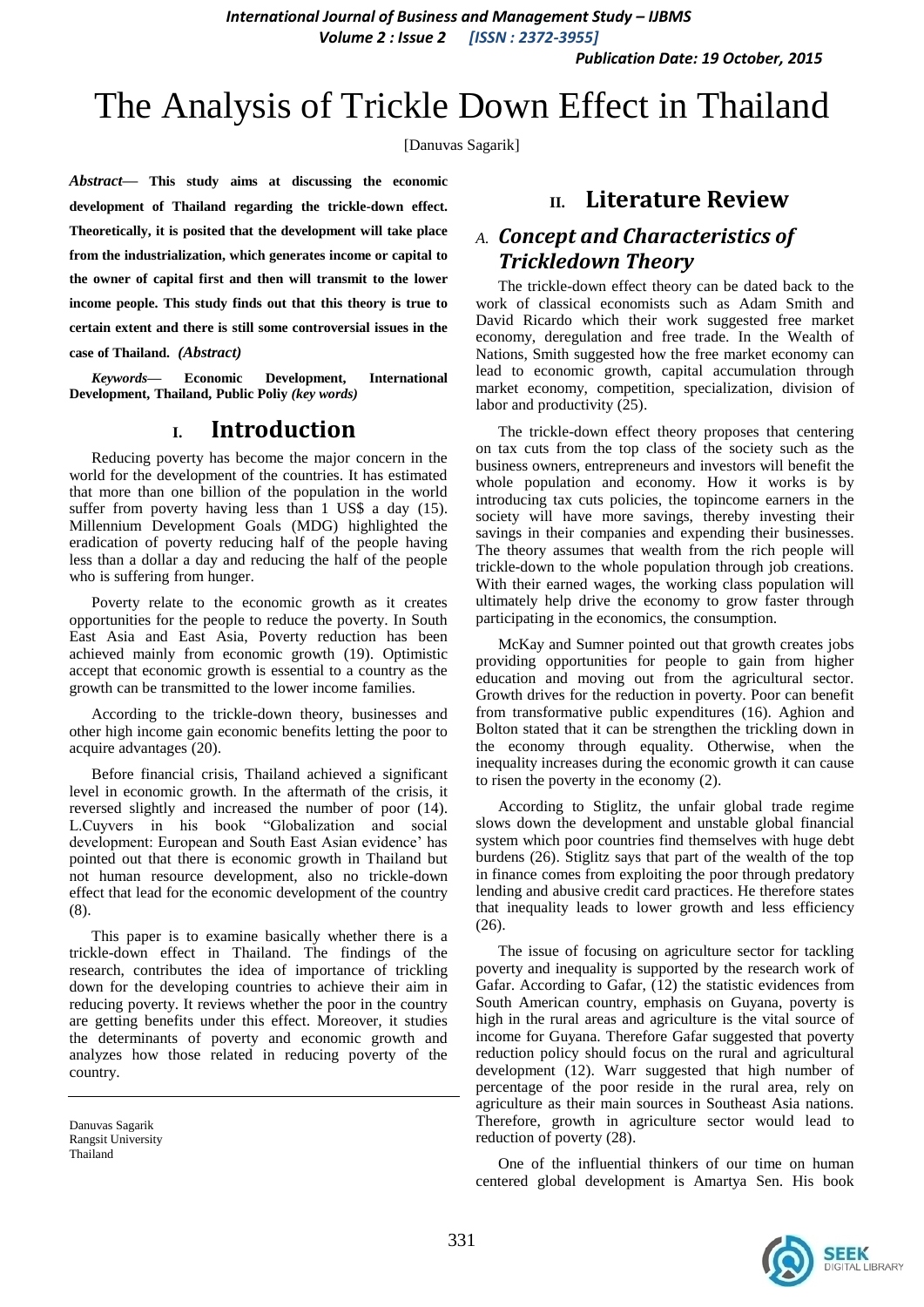# The Analysis of Trickle Down Effect in Thailand

[Danuvas Sagarik]

***Abstract*— This study aims at discussing the economic development of Thailand regarding the trickle-down effect. Theoretically, it is posited that the development will take place from the industrialization, which generates income or capital to the owner of capital first and then will transmit to the lower income people. This study finds out that this theory is true to certain extent and there is still some controversial issues in the case of Thailand.** ***(Abstract)***

***Keywords*— Economic Development, International Development, Thailand, Public Poliy *(key words)***

## I. Introduction

Reducing poverty has become the major concern in the world for the development of the countries. It has estimated that more than one billion of the population in the world suffer from poverty having less than 1 US$ a day (15). Millennium Development Goals (MDG) highlighted the eradication of poverty reducing half of the people having less than a dollar a day and reducing the half of the people who is suffering from hunger.

Poverty relate to the economic growth as it creates opportunities for the people to reduce the poverty. In South East Asia and East Asia, Poverty reduction has been achieved mainly from economic growth (19). Optimistic accept that economic growth is essential to a country as the growth can be transmitted to the lower income families.

According to the trickle-down theory, businesses and other high income gain economic benefits letting the poor to acquire advantages (20).

Before financial crisis, Thailand achieved a significant level in economic growth. In the aftermath of the crisis, it reversed slightly and increased the number of poor (14). L.Cuyvers in his book "Globalization and social development: European and South East Asian evidence' has pointed out that there is economic growth in Thailand but not human resource development, also no trickle-down effect that lead for the economic development of the country (8).

This paper is to examine basically whether there is a trickle-down effect in Thailand. The findings of the research, contributes the idea of importance of trickling down for the developing countries to achieve their aim in reducing poverty. It reviews whether the poor in the country are getting benefits under this effect. Moreover, it studies the determinants of poverty and economic growth and analyzes how those related in reducing poverty of the country.

Danuvas Sagarik
Rangsit University
Thailand

## II. Literature Review

### *A. Concept and Characteristics of Trickledown Theory*

The trickle-down effect theory can be dated back to the work of classical economists such as Adam Smith and David Ricardo which their work suggested free market economy, deregulation and free trade. In the Wealth of Nations, Smith suggested how the free market economy can lead to economic growth, capital accumulation through market economy, competition, specialization, division of labor and productivity (25).

The trickle-down effect theory proposes that centering on tax cuts from the top class of the society such as the business owners, entrepreneurs and investors will benefit the whole population and economy. How it works is by introducing tax cuts policies, the topincome earners in the society will have more savings, thereby investing their savings in their companies and expending their businesses. The theory assumes that wealth from the rich people will trickle-down to the whole population through job creations. With their earned wages, the working class population will ultimately help drive the economy to grow faster through participating in the economics, the consumption.

McKay and Sumner pointed out that growth creates jobs providing opportunities for people to gain from higher education and moving out from the agricultural sector. Growth drives for the reduction in poverty. Poor can benefit from transformative public expenditures (16). Aghion and Bolton stated that it can be strengthen the trickling down in the economy through equality. Otherwise, when the inequality increases during the economic growth it can cause to risen the poverty in the economy (2).

According to Stiglitz, the unfair global trade regime slows down the development and unstable global financial system which poor countries find themselves with huge debt burdens (26). Stiglitz says that part of the wealth of the top in finance comes from exploiting the poor through predatory lending and abusive credit card practices. He therefore states that inequality leads to lower growth and less efficiency (26).

The issue of focusing on agriculture sector for tackling poverty and inequality is supported by the research work of Gafar. According to Gafar, (12) the statistic evidences from South American country, emphasis on Guyana, poverty is high in the rural areas and agriculture is the vital source of income for Guyana. Therefore Gafar suggested that poverty reduction policy should focus on the rural and agricultural development (12). Warr suggested that high number of percentage of the poor reside in the rural area, rely on agriculture as their main sources in Southeast Asia nations. Therefore, growth in agriculture sector would lead to reduction of poverty (28).

One of the influential thinkers of our time on human centered global development is Amartya Sen. His book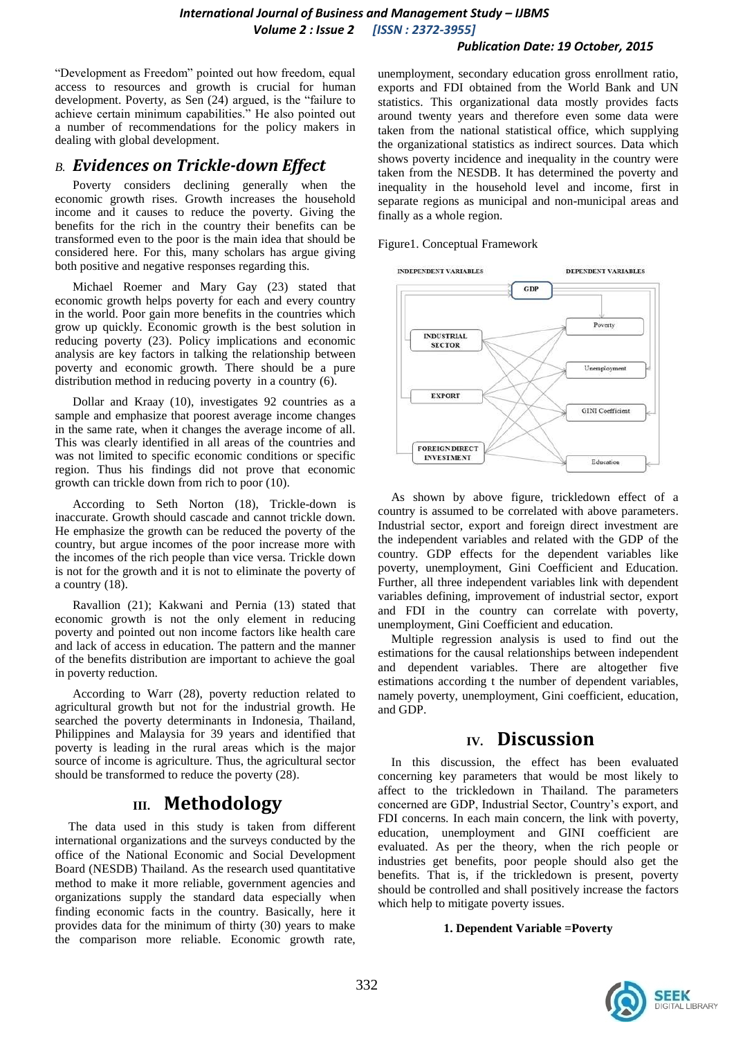"Development as Freedom" pointed out how freedom, equal access to resources and growth is crucial for human development. Poverty, as Sen (24) argued, is the "failure to achieve certain minimum capabilities." He also pointed out a number of recommendations for the policy makers in dealing with global development.

### *B. Evidences on Trickle-down Effect*

Poverty considers declining generally when the economic growth rises. Growth increases the household income and it causes to reduce the poverty. Giving the benefits for the rich in the country their benefits can be transformed even to the poor is the main idea that should be considered here. For this, many scholars has argue giving both positive and negative responses regarding this.

Michael Roemer and Mary Gay (23) stated that economic growth helps poverty for each and every country in the world. Poor gain more benefits in the countries which grow up quickly. Economic growth is the best solution in reducing poverty (23). Policy implications and economic analysis are key factors in talking the relationship between poverty and economic growth. There should be a pure distribution method in reducing poverty in a country (6).

Dollar and Kraay (10), investigates 92 countries as a sample and emphasize that poorest average income changes in the same rate, when it changes the average income of all. This was clearly identified in all areas of the countries and was not limited to specific economic conditions or specific region. Thus his findings did not prove that economic growth can trickle down from rich to poor (10).

According to Seth Norton (18), Trickle-down is inaccurate. Growth should cascade and cannot trickle down. He emphasize the growth can be reduced the poverty of the country, but argue incomes of the poor increase more with the incomes of the rich people than vice versa. Trickle down is not for the growth and it is not to eliminate the poverty of a country (18).

Ravallion (21); Kakwani and Pernia (13) stated that economic growth is not the only element in reducing poverty and pointed out non income factors like health care and lack of access in education. The pattern and the manner of the benefits distribution are important to achieve the goal in poverty reduction.

According to Warr (28), poverty reduction related to agricultural growth but not for the industrial growth. He searched the poverty determinants in Indonesia, Thailand, Philippines and Malaysia for 39 years and identified that poverty is leading in the rural areas which is the major source of income is agriculture. Thus, the agricultural sector should be transformed to reduce the poverty (28).

## III. Methodology

The data used in this study is taken from different international organizations and the surveys conducted by the office of the National Economic and Social Development Board (NESDB) Thailand. As the research used quantitative method to make it more reliable, government agencies and organizations supply the standard data especially when finding economic facts in the country. Basically, here it provides data for the minimum of thirty (30) years to make the comparison more reliable. Economic growth rate, unemployment, secondary education gross enrollment ratio, exports and FDI obtained from the World Bank and UN statistics. This organizational data mostly provides facts around twenty years and therefore even some data were taken from the national statistical office, which supplying the organizational statistics as indirect sources. Data which shows poverty incidence and inequality in the country were taken from the NESDB. It has determined the poverty and inequality in the household level and income, first in separate regions as municipal and non-municipal areas and finally as a whole region.

Figure1. Conceptual Framework

As shown by above figure, trickledown effect of a country is assumed to be correlated with above parameters. Industrial sector, export and foreign direct investment are the independent variables and related with the GDP of the country. GDP effects for the dependent variables like poverty, unemployment, Gini Coefficient and Education. Further, all three independent variables link with dependent variables defining, improvement of industrial sector, export and FDI in the country can correlate with poverty, unemployment, Gini Coefficient and education.

Multiple regression analysis is used to find out the estimations for the causal relationships between independent and dependent variables. There are altogether five estimations according t the number of dependent variables, namely poverty, unemployment, Gini coefficient, education, and GDP.

## IV. Discussion

In this discussion, the effect has been evaluated concerning key parameters that would be most likely to affect to the trickledown in Thailand. The parameters concerned are GDP, Industrial Sector, Country's export, and FDI concerns. In each main concern, the link with poverty, education, unemployment and GINI coefficient are evaluated. As per the theory, when the rich people or industries get benefits, poor people should also get the benefits. That is, if the trickledown is present, poverty should be controlled and shall positively increase the factors which help to mitigate poverty issues.

**1. Dependent Variable =Poverty**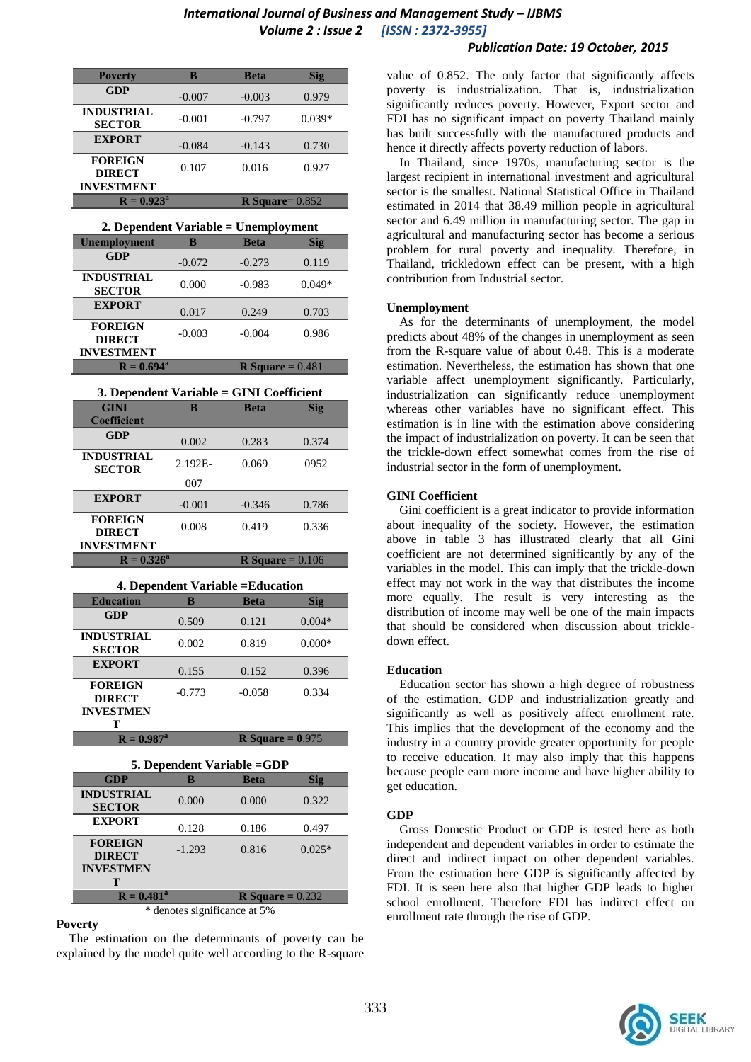| Poverty | B | Beta | Sig |
|---|---|---|---|
| GDP | -0.007 | -0.003 | 0.979 |
| INDUSTRIAL SECTOR | -0.001 | -0.797 | 0.039* |
| EXPORT | -0.084 | -0.143 | 0.730 |
| FOREIGN DIRECT INVESTMENT | 0.107 | 0.016 | 0.927 |
| R = 0.923[a] | | R Square= 0.852 | |

**2. Dependent Variable = Unemployment**

| Unemployment | B | Beta | Sig |
|---|---|---|---|
| GDP | -0.072 | -0.273 | 0.119 |
| INDUSTRIAL SECTOR | 0.000 | -0.983 | 0.049* |
| EXPORT | 0.017 | 0.249 | 0.703 |
| FOREIGN DIRECT INVESTMENT | -0.003 | -0.004 | 0.986 |
| R = 0.694[a] | | R Square = 0.481 | |

**3. Dependent Variable = GINI Coefficient**

| GINI Coefficient | B | Beta | Sig |
|---|---|---|---|
| GDP | 0.002 | 0.283 | 0.374 |
| INDUSTRIAL SECTOR | 2.192E-007 | 0.069 | 0952 |
| EXPORT | -0.001 | -0.346 | 0.786 |
| FOREIGN DIRECT INVESTMENT | 0.008 | 0.419 | 0.336 |
| R = 0.326[a] | | R Square = 0.106 | |

**4. Dependent Variable =Education**

| Education | B | Beta | Sig |
|---|---|---|---|
| GDP | 0.509 | 0.121 | 0.004* |
| INDUSTRIAL SECTOR | 0.002 | 0.819 | 0.000* |
| EXPORT | 0.155 | 0.152 | 0.396 |
| FOREIGN DIRECT INVESTMENT | -0.773 | -0.058 | 0.334 |
| R = 0.987[a] | | R Square = 0.975 | |

**5. Dependent Variable =GDP**

| GDP | B | Beta | Sig |
|---|---|---|---|
| INDUSTRIAL SECTOR | 0.000 | 0.000 | 0.322 |
| EXPORT | 0.128 | 0.186 | 0.497 |
| FOREIGN DIRECT INVESTMENT | -1.293 | 0.816 | 0.025* |
| R = 0.481[a] | | R Square = 0.232 | |

\* denotes significance at 5%

### Poverty

The estimation on the determinants of poverty can be explained by the model quite well according to the R-square value of 0.852. The only factor that significantly affects poverty is industrialization. That is, industrialization significantly reduces poverty. However, Export sector and FDI has no significant impact on poverty Thailand mainly has built successfully with the manufactured products and hence it directly affects poverty reduction of labors.

In Thailand, since 1970s, manufacturing sector is the largest recipient in international investment and agricultural sector is the smallest. National Statistical Office in Thailand estimated in 2014 that 38.49 million people in agricultural sector and 6.49 million in manufacturing sector. The gap in agricultural and manufacturing sector has become a serious problem for rural poverty and inequality. Therefore, in Thailand, trickledown effect can be present, with a high contribution from Industrial sector.

### Unemployment

As for the determinants of unemployment, the model predicts about 48% of the changes in unemployment as seen from the R-square value of about 0.48. This is a moderate estimation. Nevertheless, the estimation has shown that one variable affect unemployment significantly. Particularly, industrialization can significantly reduce unemployment whereas other variables have no significant effect. This estimation is in line with the estimation above considering the impact of industrialization on poverty. It can be seen that the trickle-down effect somewhat comes from the rise of industrial sector in the form of unemployment.

### GINI Coefficient

Gini coefficient is a great indicator to provide information about inequality of the society. However, the estimation above in table 3 has illustrated clearly that all Gini coefficient are not determined significantly by any of the variables in the model. This can imply that the trickle-down effect may not work in the way that distributes the income more equally. The result is very interesting as the distribution of income may well be one of the main impacts that should be considered when discussion about trickle-down effect.

### Education

Education sector has shown a high degree of robustness of the estimation. GDP and industrialization greatly and significantly as well as positively affect enrollment rate. This implies that the development of the economy and the industry in a country provide greater opportunity for people to receive education. It may also imply that this happens because people earn more income and have higher ability to get education.

### GDP

Gross Domestic Product or GDP is tested here as both independent and dependent variables in order to estimate the direct and indirect impact on other dependent variables. From the estimation here GDP is significantly affected by FDI. It is seen here also that higher GDP leads to higher school enrollment. Therefore FDI has indirect effect on enrollment rate through the rise of GDP.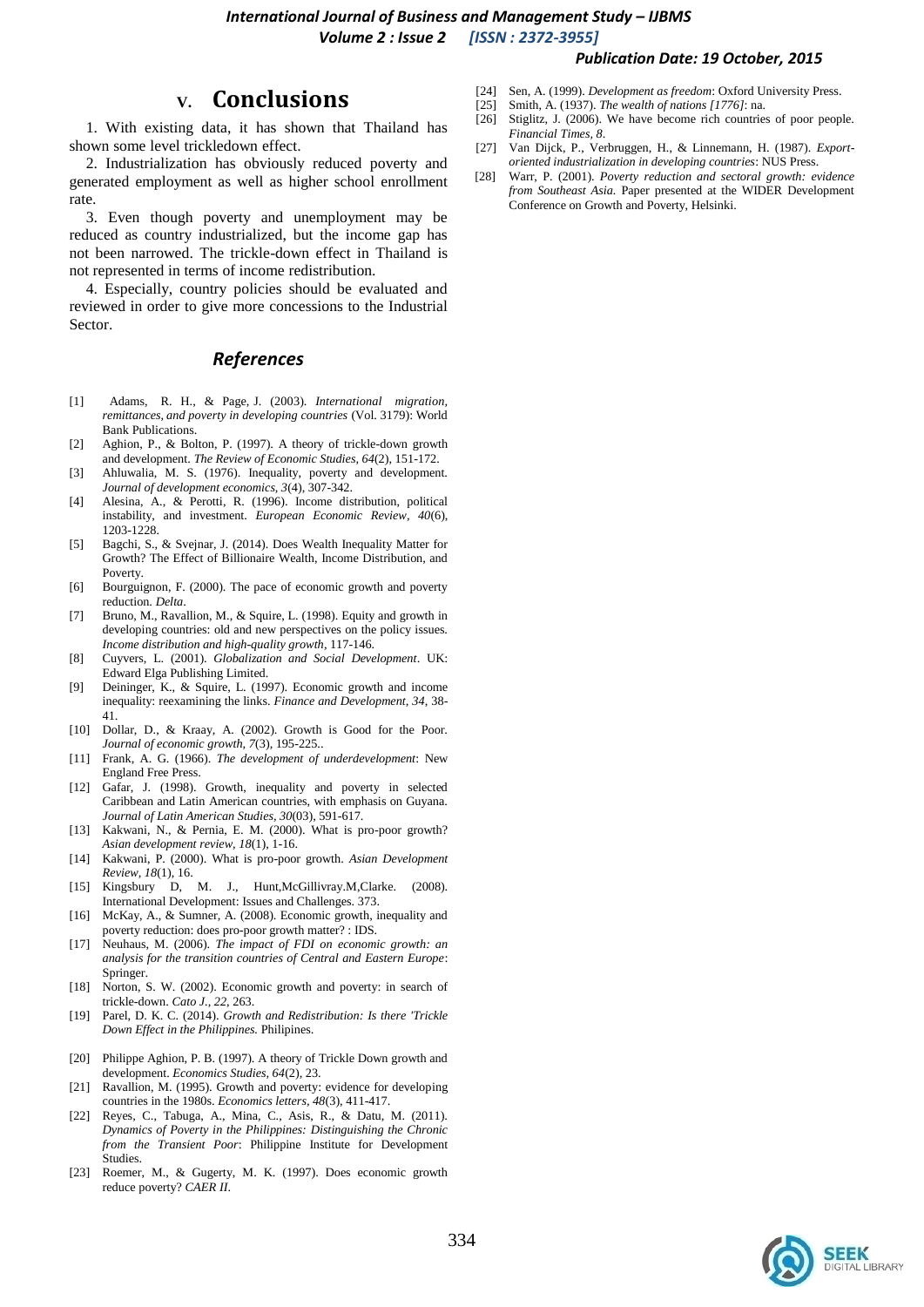## V. Conclusions

1. With existing data, it has shown that Thailand has shown some level trickledown effect.

2. Industrialization has obviously reduced poverty and generated employment as well as higher school enrollment rate.

3. Even though poverty and unemployment may be reduced as country industrialized, but the income gap has not been narrowed. The trickle-down effect in Thailand is not represented in terms of income redistribution.

4. Especially, country policies should be evaluated and reviewed in order to give more concessions to the Industrial Sector.

## References

[1] Adams, R. H., & Page, J. (2003). *International migration, remittances, and poverty in developing countries* (Vol. 3179): World Bank Publications.

[2] Aghion, P., & Bolton, P. (1997). A theory of trickle-down growth and development. *The Review of Economic Studies, 64*(2), 151-172.

[3] Ahluwalia, M. S. (1976). Inequality, poverty and development. *Journal of development economics, 3*(4), 307-342.

[4] Alesina, A., & Perotti, R. (1996). Income distribution, political instability, and investment. *European Economic Review, 40*(6), 1203-1228.

[5] Bagchi, S., & Svejnar, J. (2014). Does Wealth Inequality Matter for Growth? The Effect of Billionaire Wealth, Income Distribution, and Poverty.

[6] Bourguignon, F. (2000). The pace of economic growth and poverty reduction. *Delta*.

[7] Bruno, M., Ravallion, M., & Squire, L. (1998). Equity and growth in developing countries: old and new perspectives on the policy issues. *Income distribution and high-quality growth*, 117-146.

[8] Cuyvers, L. (2001). *Globalization and Social Development*. UK: Edward Elga Publishing Limited.

[9] Deininger, K., & Squire, L. (1997). Economic growth and income inequality: reexamining the links. *Finance and Development, 34*, 38-41.

[10] Dollar, D., & Kraay, A. (2002). Growth is Good for the Poor. *Journal of economic growth, 7*(3), 195-225..

[11] Frank, A. G. (1966). *The development of underdevelopment*: New England Free Press.

[12] Gafar, J. (1998). Growth, inequality and poverty in selected Caribbean and Latin American countries, with emphasis on Guyana. *Journal of Latin American Studies, 30*(03), 591-617.

[13] Kakwani, N., & Pernia, E. M. (2000). What is pro-poor growth? *Asian development review, 18*(1), 1-16.

[14] Kakwani, P. (2000). What is pro-poor growth. *Asian Development Review, 18*(1), 16.

[15] Kingsbury D, M. J., Hunt,McGillivray.M,Clarke. (2008). International Development: Issues and Challenges. 373.

[16] McKay, A., & Sumner, A. (2008). Economic growth, inequality and poverty reduction: does pro-poor growth matter? : IDS.

[17] Neuhaus, M. (2006). *The impact of FDI on economic growth: an analysis for the transition countries of Central and Eastern Europe*: Springer.

[18] Norton, S. W. (2002). Economic growth and poverty: in search of trickle-down. *Cato J., 22*, 263.

[19] Parel, D. K. C. (2014). *Growth and Redistribution: Is there 'Trickle Down Effect in the Philippines.* Philipines.

[20] Philippe Aghion, P. B. (1997). A theory of Trickle Down growth and development. *Economics Studies, 64*(2), 23.

[21] Ravallion, M. (1995). Growth and poverty: evidence for developing countries in the 1980s. *Economics letters, 48*(3), 411-417.

[22] Reyes, C., Tabuga, A., Mina, C., Asis, R., & Datu, M. (2011). *Dynamics of Poverty in the Philippines: Distinguishing the Chronic from the Transient Poor*: Philippine Institute for Development Studies.

[23] Roemer, M., & Gugerty, M. K. (1997). Does economic growth reduce poverty? *CAER II*.

[24] Sen, A. (1999). *Development as freedom*: Oxford University Press.

[25] Smith, A. (1937). *The wealth of nations [1776]*: na.

[26] Stiglitz, J. (2006). We have become rich countries of poor people. *Financial Times, 8*.

[27] Van Dijck, P., Verbruggen, H., & Linnemann, H. (1987). *Export-oriented industrialization in developing countries*: NUS Press.

[28] Warr, P. (2001). *Poverty reduction and sectoral growth: evidence from Southeast Asia.* Paper presented at the WIDER Development Conference on Growth and Poverty, Helsinki.